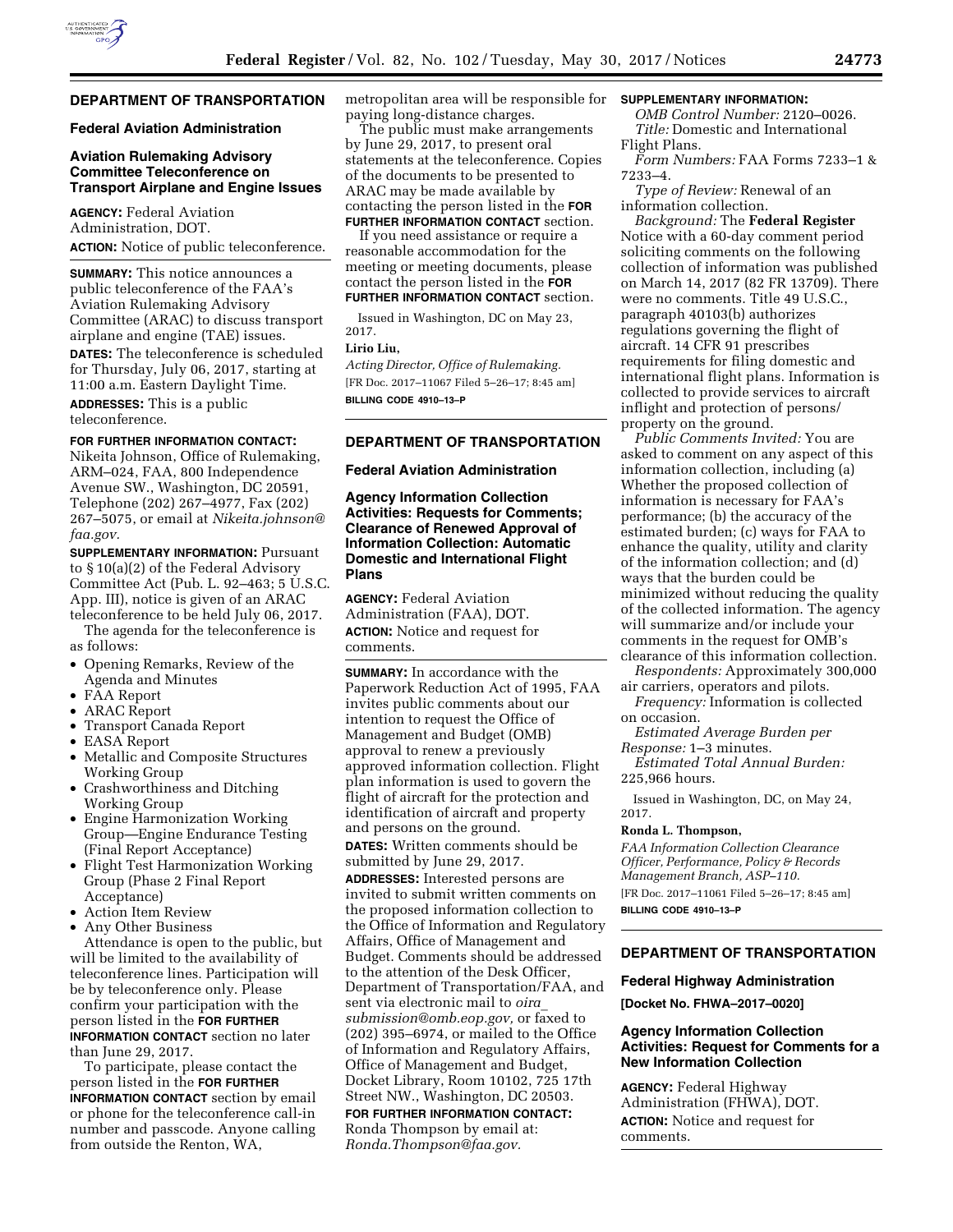## DEPARTMENT OF TRANSPORTATION

### Federal Aviation Administration

### Aviation Rulemaking Advisory Committee Teleconference on Transport Airplane and Engine Issues

**AGENCY:** Federal Aviation Administration, DOT.

**ACTION:** Notice of public teleconference.

**SUMMARY:** This notice announces a public teleconference of the FAA's Aviation Rulemaking Advisory Committee (ARAC) to discuss transport airplane and engine (TAE) issues.

**DATES:** The teleconference is scheduled for Thursday, July 06, 2017, starting at 11:00 a.m. Eastern Daylight Time.

**ADDRESSES:** This is a public teleconference.

**FOR FURTHER INFORMATION CONTACT:** Nikeita Johnson, Office of Rulemaking, ARM–024, FAA, 800 Independence Avenue SW., Washington, DC 20591, Telephone (202) 267–4977, Fax (202) 267–5075, or email at *Nikeita.johnson@faa.gov.*

**SUPPLEMENTARY INFORMATION:** Pursuant to § 10(a)(2) of the Federal Advisory Committee Act (Pub. L. 92–463; 5 U.S.C. App. III), notice is given of an ARAC teleconference to be held July 06, 2017.

The agenda for the teleconference is as follows:

- Opening Remarks, Review of the Agenda and Minutes
- FAA Report
- ARAC Report
- Transport Canada Report
- EASA Report
- Metallic and Composite Structures Working Group
- Crashworthiness and Ditching Working Group
- Engine Harmonization Working Group—Engine Endurance Testing (Final Report Acceptance)
- Flight Test Harmonization Working Group (Phase 2 Final Report Acceptance)
- Action Item Review
- Any Other Business

Attendance is open to the public, but will be limited to the availability of teleconference lines. Participation will be by teleconference only. Please confirm your participation with the person listed in the **FOR FURTHER INFORMATION CONTACT** section no later than June 29, 2017.

To participate, please contact the person listed in the **FOR FURTHER INFORMATION CONTACT** section by email or phone for the teleconference call-in number and passcode. Anyone calling from outside the Renton, WA, metropolitan area will be responsible for paying long-distance charges.

The public must make arrangements by June 29, 2017, to present oral statements at the teleconference. Copies of the documents to be presented to ARAC may be made available by contacting the person listed in the **FOR FURTHER INFORMATION CONTACT** section.

If you need assistance or require a reasonable accommodation for the meeting or meeting documents, please contact the person listed in the **FOR FURTHER INFORMATION CONTACT** section.

Issued in Washington, DC on May 23, 2017.

**Lirio Liu,**

*Acting Director, Office of Rulemaking.*

[FR Doc. 2017–11067 Filed 5–26–17; 8:45 am]

**BILLING CODE 4910–13–P**

## DEPARTMENT OF TRANSPORTATION

### Federal Aviation Administration

### Agency Information Collection Activities: Requests for Comments; Clearance of Renewed Approval of Information Collection: Automatic Domestic and International Flight Plans

**AGENCY:** Federal Aviation Administration (FAA), DOT.

**ACTION:** Notice and request for comments.

**SUMMARY:** In accordance with the Paperwork Reduction Act of 1995, FAA invites public comments about our intention to request the Office of Management and Budget (OMB) approval to renew a previously approved information collection. Flight plan information is used to govern the flight of aircraft for the protection and identification of aircraft and property and persons on the ground.

**DATES:** Written comments should be submitted by June 29, 2017.

**ADDRESSES:** Interested persons are invited to submit written comments on the proposed information collection to the Office of Information and Regulatory Affairs, Office of Management and Budget. Comments should be addressed to the attention of the Desk Officer, Department of Transportation/FAA, and sent via electronic mail to *oira_submission@omb.eop.gov,* or faxed to (202) 395–6974, or mailed to the Office of Information and Regulatory Affairs, Office of Management and Budget, Docket Library, Room 10102, 725 17th Street NW., Washington, DC 20503.

**FOR FURTHER INFORMATION CONTACT:** Ronda Thompson by email at: *Ronda.Thompson@faa.gov.*

**SUPPLEMENTARY INFORMATION:**

*OMB Control Number:* 2120–0026.

*Title:* Domestic and International Flight Plans.

*Form Numbers:* FAA Forms 7233–1 & 7233–4.

*Type of Review:* Renewal of an information collection.

*Background:* The **Federal Register** Notice with a 60-day comment period soliciting comments on the following collection of information was published on March 14, 2017 (82 FR 13709). There were no comments. Title 49 U.S.C., paragraph 40103(b) authorizes regulations governing the flight of aircraft. 14 CFR 91 prescribes requirements for filing domestic and international flight plans. Information is collected to provide services to aircraft inflight and protection of persons/property on the ground.

*Public Comments Invited:* You are asked to comment on any aspect of this information collection, including (a) Whether the proposed collection of information is necessary for FAA's performance; (b) the accuracy of the estimated burden; (c) ways for FAA to enhance the quality, utility and clarity of the information collection; and (d) ways that the burden could be minimized without reducing the quality of the collected information. The agency will summarize and/or include your comments in the request for OMB's clearance of this information collection.

*Respondents:* Approximately 300,000 air carriers, operators and pilots.

*Frequency:* Information is collected on occasion.

*Estimated Average Burden per Response:* 1–3 minutes.

*Estimated Total Annual Burden:* 225,966 hours.

Issued in Washington, DC, on May 24, 2017.

**Ronda L. Thompson,**

*FAA Information Collection Clearance Officer, Performance, Policy & Records Management Branch, ASP–110.*

[FR Doc. 2017–11061 Filed 5–26–17; 8:45 am]

**BILLING CODE 4910–13–P**

## DEPARTMENT OF TRANSPORTATION

### Federal Highway Administration

**[Docket No. FHWA–2017–0020]**

### Agency Information Collection Activities: Request for Comments for a New Information Collection

**AGENCY:** Federal Highway Administration (FHWA), DOT.

**ACTION:** Notice and request for comments.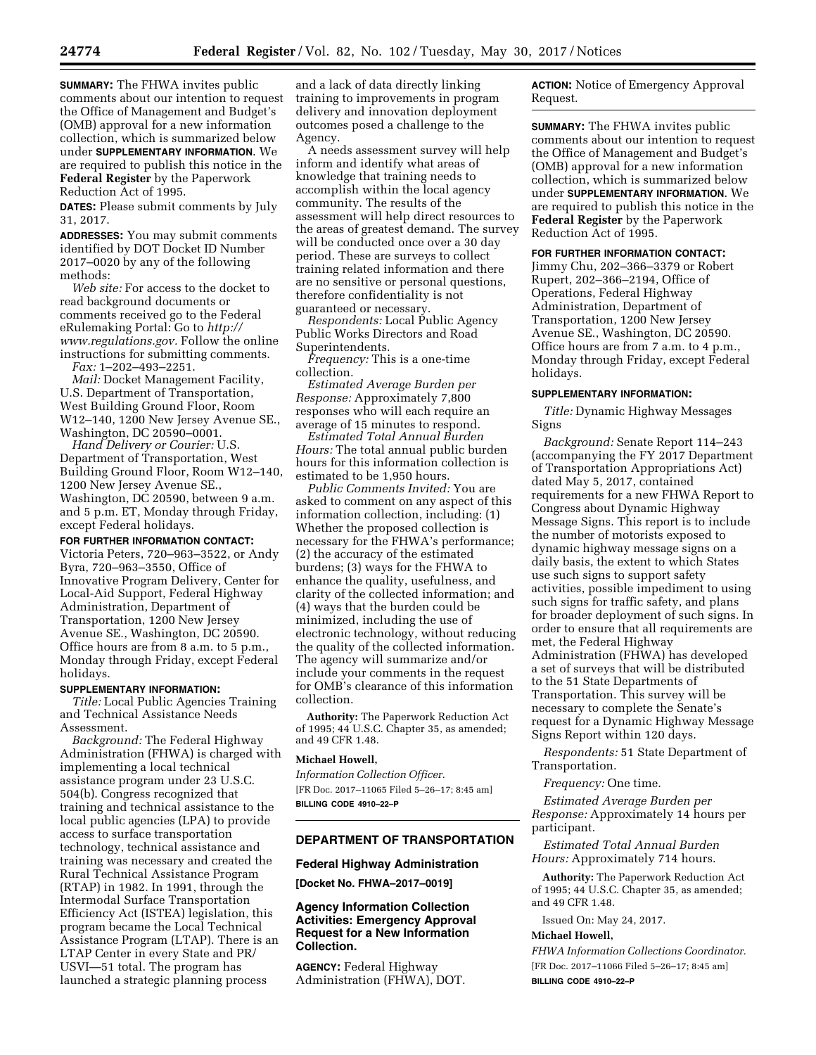**SUMMARY:** The FHWA invites public comments about our intention to request the Office of Management and Budget's (OMB) approval for a new information collection, which is summarized below under **SUPPLEMENTARY INFORMATION**. We are required to publish this notice in the **Federal Register** by the Paperwork Reduction Act of 1995.

**DATES:** Please submit comments by July 31, 2017.

**ADDRESSES:** You may submit comments identified by DOT Docket ID Number 2017–0020 by any of the following methods:

*Web site:* For access to the docket to read background documents or comments received go to the Federal eRulemaking Portal: Go to *http://www.regulations.gov.* Follow the online instructions for submitting comments.

*Fax:* 1–202–493–2251.

*Mail:* Docket Management Facility, U.S. Department of Transportation, West Building Ground Floor, Room W12–140, 1200 New Jersey Avenue SE., Washington, DC 20590–0001.

*Hand Delivery or Courier:* U.S. Department of Transportation, West Building Ground Floor, Room W12–140, 1200 New Jersey Avenue SE., Washington, DC 20590, between 9 a.m. and 5 p.m. ET, Monday through Friday, except Federal holidays.

**FOR FURTHER INFORMATION CONTACT:** Victoria Peters, 720–963–3522, or Andy Byra, 720–963–3550, Office of Innovative Program Delivery, Center for Local-Aid Support, Federal Highway Administration, Department of Transportation, 1200 New Jersey Avenue SE., Washington, DC 20590. Office hours are from 8 a.m. to 5 p.m., Monday through Friday, except Federal holidays.

**SUPPLEMENTARY INFORMATION:**

*Title:* Local Public Agencies Training and Technical Assistance Needs Assessment.

*Background:* The Federal Highway Administration (FHWA) is charged with implementing a local technical assistance program under 23 U.S.C. 504(b). Congress recognized that training and technical assistance to the local public agencies (LPA) to provide access to surface transportation technology, technical assistance and training was necessary and created the Rural Technical Assistance Program (RTAP) in 1982. In 1991, through the Intermodal Surface Transportation Efficiency Act (ISTEA) legislation, this program became the Local Technical Assistance Program (LTAP). There is an LTAP Center in every State and PR/USVI—51 total. The program has launched a strategic planning process and a lack of data directly linking training to improvements in program delivery and innovation deployment outcomes posed a challenge to the Agency.

A needs assessment survey will help inform and identify what areas of knowledge that training needs to accomplish within the local agency community. The results of the assessment will help direct resources to the areas of greatest demand. The survey will be conducted once over a 30 day period. These are surveys to collect training related information and there are no sensitive or personal questions, therefore confidentiality is not guaranteed or necessary.

*Respondents:* Local Public Agency Public Works Directors and Road Superintendents.

*Frequency:* This is a one-time collection.

*Estimated Average Burden per Response:* Approximately 7,800 responses who will each require an average of 15 minutes to respond.

*Estimated Total Annual Burden Hours:* The total annual public burden hours for this information collection is estimated to be 1,950 hours.

*Public Comments Invited:* You are asked to comment on any aspect of this information collection, including: (1) Whether the proposed collection is necessary for the FHWA's performance; (2) the accuracy of the estimated burdens; (3) ways for the FHWA to enhance the quality, usefulness, and clarity of the collected information; and (4) ways that the burden could be minimized, including the use of electronic technology, without reducing the quality of the collected information. The agency will summarize and/or include your comments in the request for OMB's clearance of this information collection.

**Authority:** The Paperwork Reduction Act of 1995; 44 U.S.C. Chapter 35, as amended; and 49 CFR 1.48.

**Michael Howell,**

*Information Collection Officer.*

[FR Doc. 2017–11065 Filed 5–26–17; 8:45 am]

**BILLING CODE 4910–22–P**

## DEPARTMENT OF TRANSPORTATION

### Federal Highway Administration

**[Docket No. FHWA–2017–0019]**

### Agency Information Collection Activities: Emergency Approval Request for a New Information Collection.

**AGENCY:** Federal Highway Administration (FHWA), DOT.

**ACTION:** Notice of Emergency Approval Request.

**SUMMARY:** The FHWA invites public comments about our intention to request the Office of Management and Budget's (OMB) approval for a new information collection, which is summarized below under **SUPPLEMENTARY INFORMATION**. We are required to publish this notice in the **Federal Register** by the Paperwork Reduction Act of 1995.

**FOR FURTHER INFORMATION CONTACT:** Jimmy Chu, 202–366–3379 or Robert Rupert, 202–366–2194, Office of Operations, Federal Highway Administration, Department of Transportation, 1200 New Jersey Avenue SE., Washington, DC 20590. Office hours are from 7 a.m. to 4 p.m., Monday through Friday, except Federal holidays.

**SUPPLEMENTARY INFORMATION:**

*Title:* Dynamic Highway Messages Signs

*Background:* Senate Report 114–243 (accompanying the FY 2017 Department of Transportation Appropriations Act) dated May 5, 2017, contained requirements for a new FHWA Report to Congress about Dynamic Highway Message Signs. This report is to include the number of motorists exposed to dynamic highway message signs on a daily basis, the extent to which States use such signs to support safety activities, possible impediment to using such signs for traffic safety, and plans for broader deployment of such signs. In order to ensure that all requirements are met, the Federal Highway Administration (FHWA) has developed a set of surveys that will be distributed to the 51 State Departments of Transportation. This survey will be necessary to complete the Senate's request for a Dynamic Highway Message Signs Report within 120 days.

*Respondents:* 51 State Department of Transportation.

*Frequency:* One time.

*Estimated Average Burden per Response:* Approximately 14 hours per participant.

*Estimated Total Annual Burden Hours:* Approximately 714 hours.

**Authority:** The Paperwork Reduction Act of 1995; 44 U.S.C. Chapter 35, as amended; and 49 CFR 1.48.

Issued On: May 24, 2017.

**Michael Howell,**

*FHWA Information Collections Coordinator.*

[FR Doc. 2017–11066 Filed 5–26–17; 8:45 am]

**BILLING CODE 4910–22–P**